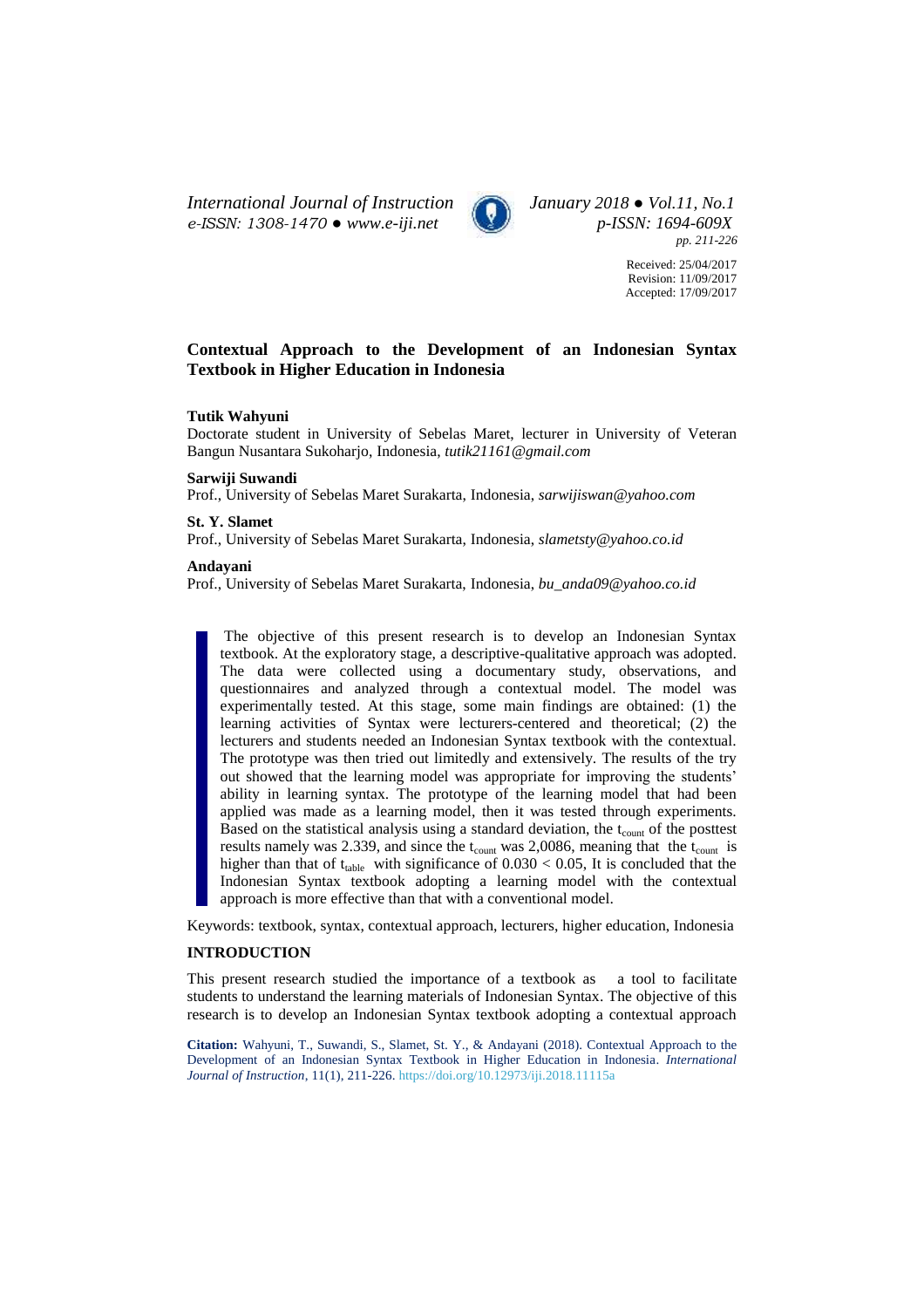Received: 25/04/2017
Revision: 11/09/2017
Accepted: 17/09/2017

# Contextual Approach to the Development of an Indonesian Syntax Textbook in Higher Education in Indonesia

**Tutik Wahyuni**
Doctorate student in University of Sebelas Maret, lecturer in University of Veteran Bangun Nusantara Sukoharjo, Indonesia, *tutik21161@gmail.com*

**Sarwiji Suwandi**
Prof., University of Sebelas Maret Surakarta, Indonesia, *sarwijiswan@yahoo.com*

**St. Y. Slamet**
Prof., University of Sebelas Maret Surakarta, Indonesia, *slametsty@yahoo.co.id*

**Andayani**
Prof., University of Sebelas Maret Surakarta, Indonesia, *bu_anda09@yahoo.co.id*

The objective of this present research is to develop an Indonesian Syntax textbook. At the exploratory stage, a descriptive-qualitative approach was adopted. The data were collected using a documentary study, observations, and questionnaires and analyzed through a contextual model. The model was experimentally tested. At this stage, some main findings are obtained: (1) the learning activities of Syntax were lecturers-centered and theoretical; (2) the lecturers and students needed an Indonesian Syntax textbook with the contextual. The prototype was then tried out limitedly and extensively. The results of the try out showed that the learning model was appropriate for improving the students' ability in learning syntax. The prototype of the learning model that had been applied was made as a learning model, then it was tested through experiments. Based on the statistical analysis using a standard deviation, the $t_{count}$ of the posttest results namely was 2.339, and since the $t_{count}$ was 2,0086, meaning that the $t_{count}$ is higher than that of $t_{table}$ with significance of $0.030 < 0.05$, It is concluded that the Indonesian Syntax textbook adopting a learning model with the contextual approach is more effective than that with a conventional model.

Keywords: textbook, syntax, contextual approach, lecturers, higher education, Indonesia

## INTRODUCTION

This present research studied the importance of a textbook as a tool to facilitate students to understand the learning materials of Indonesian Syntax. The objective of this research is to develop an Indonesian Syntax textbook adopting a contextual approach

**Citation:** Wahyuni, T., Suwandi, S., Slamet, St. Y., & Andayani (2018). Contextual Approach to the Development of an Indonesian Syntax Textbook in Higher Education in Indonesia. *International Journal of Instruction*, 11(1), 211-226. https://doi.org/10.12973/iji.2018.11115a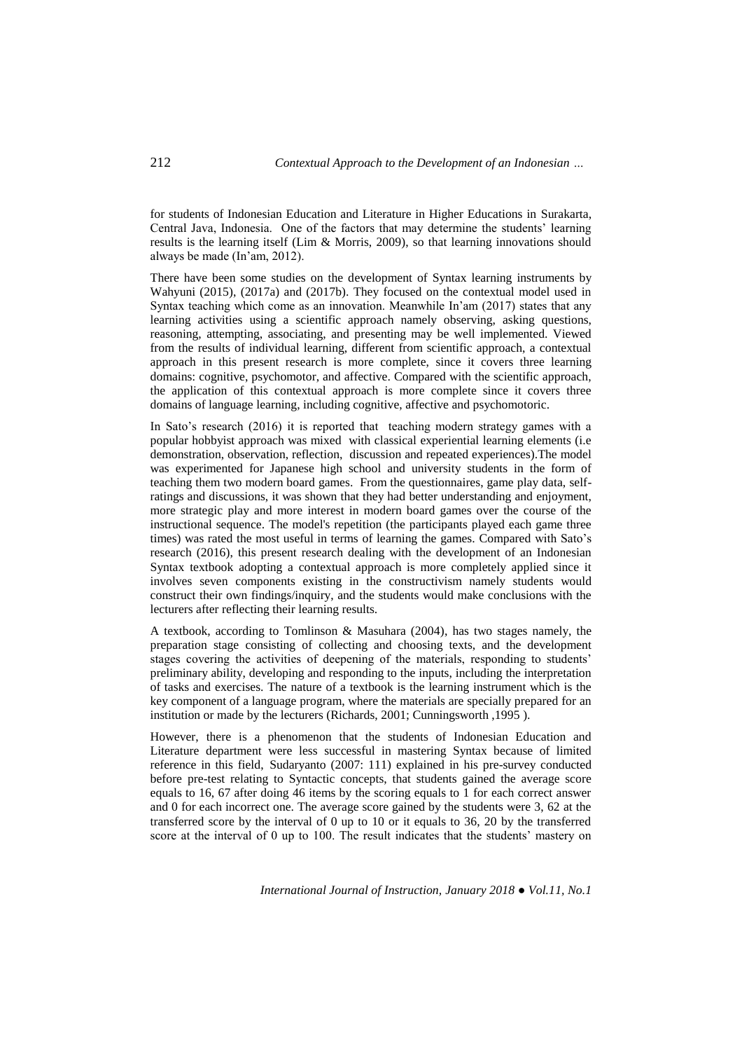for students of Indonesian Education and Literature in Higher Educations in Surakarta, Central Java, Indonesia. One of the factors that may determine the students' learning results is the learning itself (Lim & Morris, 2009), so that learning innovations should always be made (In'am, 2012).

There have been some studies on the development of Syntax learning instruments by Wahyuni (2015), (2017a) and (2017b). They focused on the contextual model used in Syntax teaching which come as an innovation. Meanwhile In'am (2017) states that any learning activities using a scientific approach namely observing, asking questions, reasoning, attempting, associating, and presenting may be well implemented. Viewed from the results of individual learning, different from scientific approach, a contextual approach in this present research is more complete, since it covers three learning domains: cognitive, psychomotor, and affective. Compared with the scientific approach, the application of this contextual approach is more complete since it covers three domains of language learning, including cognitive, affective and psychomotoric.

In Sato's research (2016) it is reported that teaching modern strategy games with a popular hobbyist approach was mixed with classical experiential learning elements (i.e demonstration, observation, reflection, discussion and repeated experiences).The model was experimented for Japanese high school and university students in the form of teaching them two modern board games. From the questionnaires, game play data, self-ratings and discussions, it was shown that they had better understanding and enjoyment, more strategic play and more interest in modern board games over the course of the instructional sequence. The model's repetition (the participants played each game three times) was rated the most useful in terms of learning the games. Compared with Sato's research (2016), this present research dealing with the development of an Indonesian Syntax textbook adopting a contextual approach is more completely applied since it involves seven components existing in the constructivism namely students would construct their own findings/inquiry, and the students would make conclusions with the lecturers after reflecting their learning results.

A textbook, according to Tomlinson & Masuhara (2004), has two stages namely, the preparation stage consisting of collecting and choosing texts, and the development stages covering the activities of deepening of the materials, responding to students' preliminary ability, developing and responding to the inputs, including the interpretation of tasks and exercises. The nature of a textbook is the learning instrument which is the key component of a language program, where the materials are specially prepared for an institution or made by the lecturers (Richards, 2001; Cunningsworth ,1995 ).

However, there is a phenomenon that the students of Indonesian Education and Literature department were less successful in mastering Syntax because of limited reference in this field, Sudaryanto (2007: 111) explained in his pre-survey conducted before pre-test relating to Syntactic concepts, that students gained the average score equals to 16, 67 after doing 46 items by the scoring equals to 1 for each correct answer and 0 for each incorrect one. The average score gained by the students were 3, 62 at the transferred score by the interval of 0 up to 10 or it equals to 36, 20 by the transferred score at the interval of 0 up to 100. The result indicates that the students' mastery on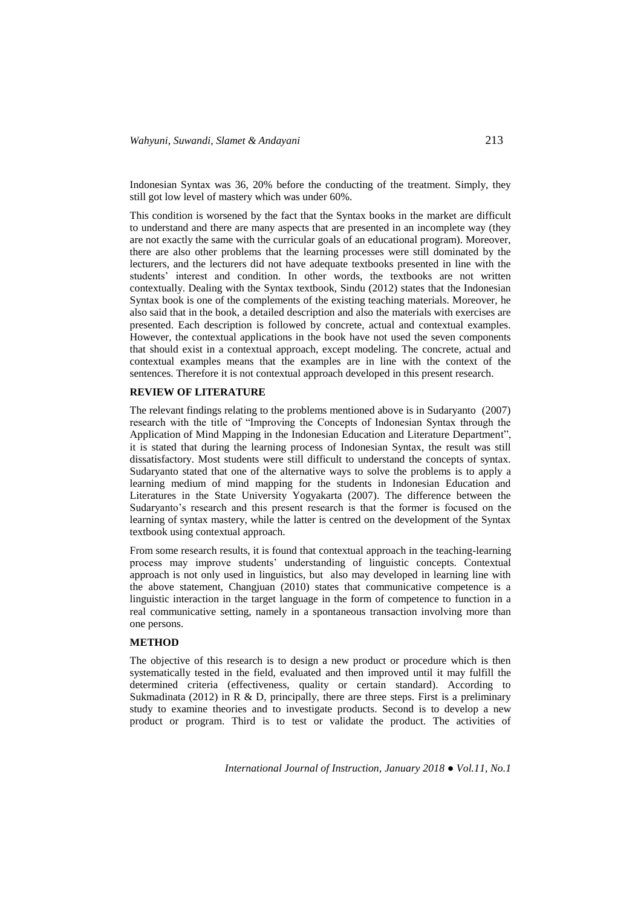Indonesian Syntax was 36, 20% before the conducting of the treatment. Simply, they still got low level of mastery which was under 60%.

This condition is worsened by the fact that the Syntax books in the market are difficult to understand and there are many aspects that are presented in an incomplete way (they are not exactly the same with the curricular goals of an educational program). Moreover, there are also other problems that the learning processes were still dominated by the lecturers, and the lecturers did not have adequate textbooks presented in line with the students' interest and condition. In other words, the textbooks are not written contextually. Dealing with the Syntax textbook, Sindu (2012) states that the Indonesian Syntax book is one of the complements of the existing teaching materials. Moreover, he also said that in the book, a detailed description and also the materials with exercises are presented. Each description is followed by concrete, actual and contextual examples. However, the contextual applications in the book have not used the seven components that should exist in a contextual approach, except modeling. The concrete, actual and contextual examples means that the examples are in line with the context of the sentences. Therefore it is not contextual approach developed in this present research.

## REVIEW OF LITERATURE

The relevant findings relating to the problems mentioned above is in Sudaryanto (2007) research with the title of "Improving the Concepts of Indonesian Syntax through the Application of Mind Mapping in the Indonesian Education and Literature Department", it is stated that during the learning process of Indonesian Syntax, the result was still dissatisfactory. Most students were still difficult to understand the concepts of syntax. Sudaryanto stated that one of the alternative ways to solve the problems is to apply a learning medium of mind mapping for the students in Indonesian Education and Literatures in the State University Yogyakarta (2007). The difference between the Sudaryanto's research and this present research is that the former is focused on the learning of syntax mastery, while the latter is centred on the development of the Syntax textbook using contextual approach.

From some research results, it is found that contextual approach in the teaching-learning process may improve students' understanding of linguistic concepts. Contextual approach is not only used in linguistics, but also may developed in learning line with the above statement, Changjuan (2010) states that communicative competence is a linguistic interaction in the target language in the form of competence to function in a real communicative setting, namely in a spontaneous transaction involving more than one persons.

## METHOD

The objective of this research is to design a new product or procedure which is then systematically tested in the field, evaluated and then improved until it may fulfill the determined criteria (effectiveness, quality or certain standard). According to Sukmadinata (2012) in R & D, principally, there are three steps. First is a preliminary study to examine theories and to investigate products. Second is to develop a new product or program. Third is to test or validate the product. The activities of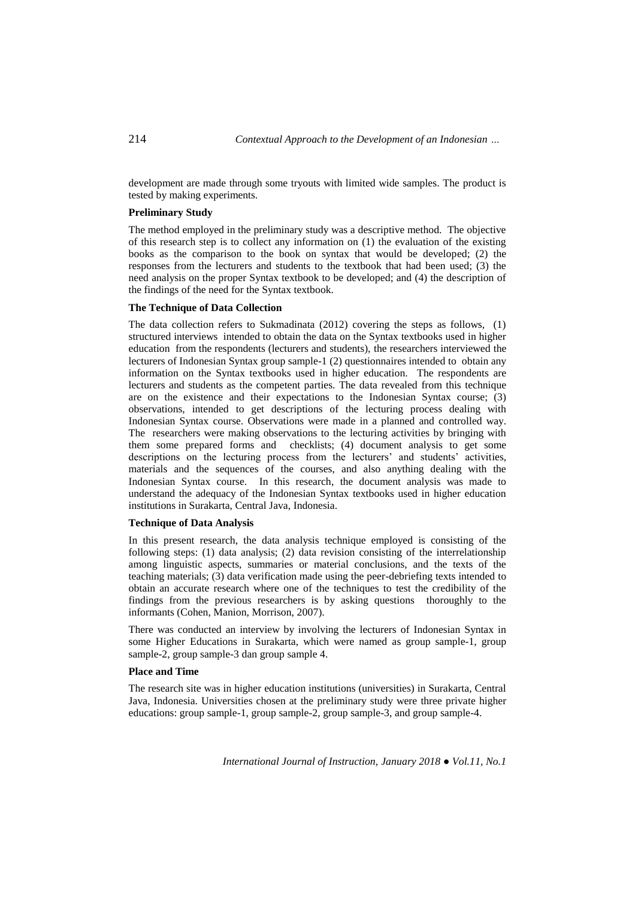development are made through some tryouts with limited wide samples. The product is tested by making experiments.

### Preliminary Study

The method employed in the preliminary study was a descriptive method. The objective of this research step is to collect any information on (1) the evaluation of the existing books as the comparison to the book on syntax that would be developed; (2) the responses from the lecturers and students to the textbook that had been used; (3) the need analysis on the proper Syntax textbook to be developed; and (4) the description of the findings of the need for the Syntax textbook.

### The Technique of Data Collection

The data collection refers to Sukmadinata (2012) covering the steps as follows, (1) structured interviews intended to obtain the data on the Syntax textbooks used in higher education from the respondents (lecturers and students), the researchers interviewed the lecturers of Indonesian Syntax group sample-1 (2) questionnaires intended to obtain any information on the Syntax textbooks used in higher education. The respondents are lecturers and students as the competent parties. The data revealed from this technique are on the existence and their expectations to the Indonesian Syntax course; (3) observations, intended to get descriptions of the lecturing process dealing with Indonesian Syntax course. Observations were made in a planned and controlled way. The researchers were making observations to the lecturing activities by bringing with them some prepared forms and checklists; (4) document analysis to get some descriptions on the lecturing process from the lecturers' and students' activities, materials and the sequences of the courses, and also anything dealing with the Indonesian Syntax course. In this research, the document analysis was made to understand the adequacy of the Indonesian Syntax textbooks used in higher education institutions in Surakarta, Central Java, Indonesia.

### Technique of Data Analysis

In this present research, the data analysis technique employed is consisting of the following steps: (1) data analysis; (2) data revision consisting of the interrelationship among linguistic aspects, summaries or material conclusions, and the texts of the teaching materials; (3) data verification made using the peer-debriefing texts intended to obtain an accurate research where one of the techniques to test the credibility of the findings from the previous researchers is by asking questions thoroughly to the informants (Cohen, Manion, Morrison, 2007).

There was conducted an interview by involving the lecturers of Indonesian Syntax in some Higher Educations in Surakarta, which were named as group sample-1, group sample-2, group sample-3 dan group sample 4.

### Place and Time

The research site was in higher education institutions (universities) in Surakarta, Central Java, Indonesia. Universities chosen at the preliminary study were three private higher educations: group sample-1, group sample-2, group sample-3, and group sample-4.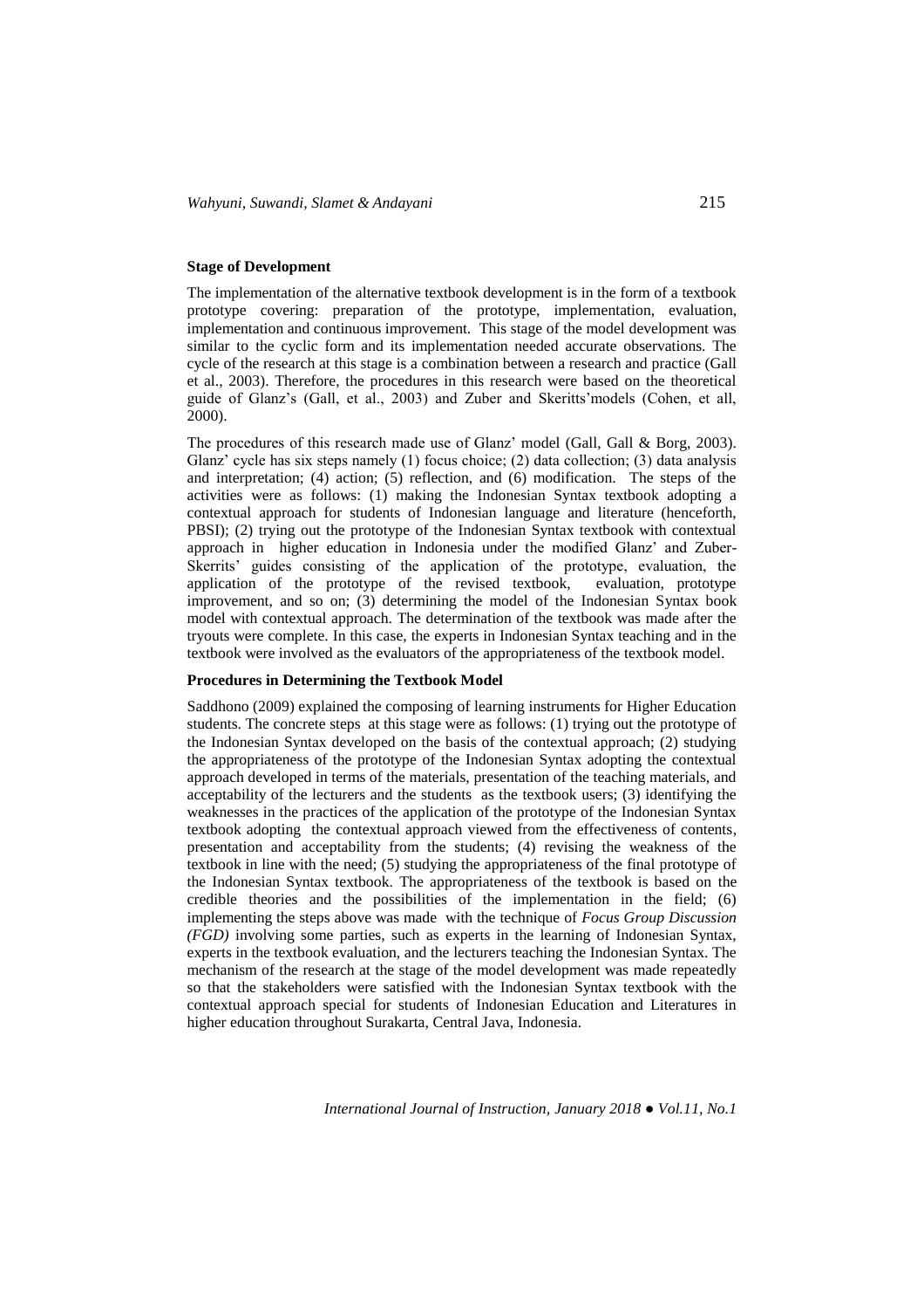### Stage of Development

The implementation of the alternative textbook development is in the form of a textbook prototype covering: preparation of the prototype, implementation, evaluation, implementation and continuous improvement. This stage of the model development was similar to the cyclic form and its implementation needed accurate observations. The cycle of the research at this stage is a combination between a research and practice (Gall et al., 2003). Therefore, the procedures in this research were based on the theoretical guide of Glanz's (Gall, et al., 2003) and Zuber and Skeritts'models (Cohen, et all, 2000).

The procedures of this research made use of Glanz' model (Gall, Gall & Borg, 2003). Glanz' cycle has six steps namely (1) focus choice; (2) data collection; (3) data analysis and interpretation; (4) action; (5) reflection, and (6) modification. The steps of the activities were as follows: (1) making the Indonesian Syntax textbook adopting a contextual approach for students of Indonesian language and literature (henceforth, PBSI); (2) trying out the prototype of the Indonesian Syntax textbook with contextual approach in higher education in Indonesia under the modified Glanz' and Zuber-Skerrits' guides consisting of the application of the prototype, evaluation, the application of the prototype of the revised textbook, evaluation, prototype improvement, and so on; (3) determining the model of the Indonesian Syntax book model with contextual approach. The determination of the textbook was made after the tryouts were complete. In this case, the experts in Indonesian Syntax teaching and in the textbook were involved as the evaluators of the appropriateness of the textbook model.

### Procedures in Determining the Textbook Model

Saddhono (2009) explained the composing of learning instruments for Higher Education students. The concrete steps at this stage were as follows: (1) trying out the prototype of the Indonesian Syntax developed on the basis of the contextual approach; (2) studying the appropriateness of the prototype of the Indonesian Syntax adopting the contextual approach developed in terms of the materials, presentation of the teaching materials, and acceptability of the lecturers and the students as the textbook users; (3) identifying the weaknesses in the practices of the application of the prototype of the Indonesian Syntax textbook adopting the contextual approach viewed from the effectiveness of contents, presentation and acceptability from the students; (4) revising the weakness of the textbook in line with the need; (5) studying the appropriateness of the final prototype of the Indonesian Syntax textbook. The appropriateness of the textbook is based on the credible theories and the possibilities of the implementation in the field; (6) implementing the steps above was made with the technique of *Focus Group Discussion (FGD)* involving some parties, such as experts in the learning of Indonesian Syntax, experts in the textbook evaluation, and the lecturers teaching the Indonesian Syntax. The mechanism of the research at the stage of the model development was made repeatedly so that the stakeholders were satisfied with the Indonesian Syntax textbook with the contextual approach special for students of Indonesian Education and Literatures in higher education throughout Surakarta, Central Java, Indonesia.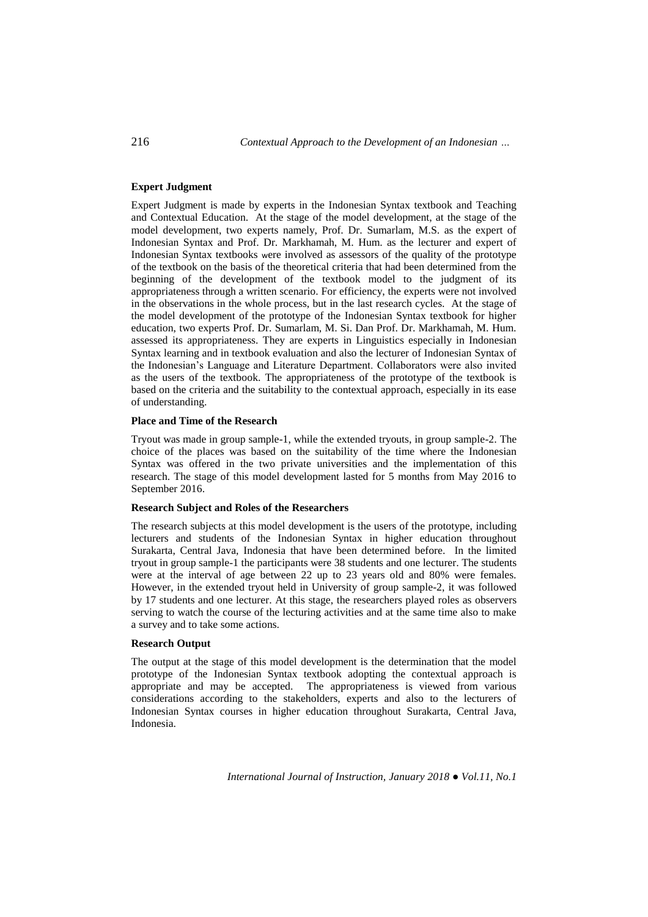**Expert Judgment**

Expert Judgment is made by experts in the Indonesian Syntax textbook and Teaching and Contextual Education. At the stage of the model development, at the stage of the model development, two experts namely, Prof. Dr. Sumarlam, M.S. as the expert of Indonesian Syntax and Prof. Dr. Markhamah, M. Hum. as the lecturer and expert of Indonesian Syntax textbooks were involved as assessors of the quality of the prototype of the textbook on the basis of the theoretical criteria that had been determined from the beginning of the development of the textbook model to the judgment of its appropriateness through a written scenario. For efficiency, the experts were not involved in the observations in the whole process, but in the last research cycles. At the stage of the model development of the prototype of the Indonesian Syntax textbook for higher education, two experts Prof. Dr. Sumarlam, M. Si. Dan Prof. Dr. Markhamah, M. Hum. assessed its appropriateness. They are experts in Linguistics especially in Indonesian Syntax learning and in textbook evaluation and also the lecturer of Indonesian Syntax of the Indonesian's Language and Literature Department. Collaborators were also invited as the users of the textbook. The appropriateness of the prototype of the textbook is based on the criteria and the suitability to the contextual approach, especially in its ease of understanding.

**Place and Time of the Research**

Tryout was made in group sample-1, while the extended tryouts, in group sample-2. The choice of the places was based on the suitability of the time where the Indonesian Syntax was offered in the two private universities and the implementation of this research. The stage of this model development lasted for 5 months from May 2016 to September 2016.

**Research Subject and Roles of the Researchers**

The research subjects at this model development is the users of the prototype, including lecturers and students of the Indonesian Syntax in higher education throughout Surakarta, Central Java, Indonesia that have been determined before. In the limited tryout in group sample-1 the participants were 38 students and one lecturer. The students were at the interval of age between 22 up to 23 years old and 80% were females. However, in the extended tryout held in University of group sample-2, it was followed by 17 students and one lecturer. At this stage, the researchers played roles as observers serving to watch the course of the lecturing activities and at the same time also to make a survey and to take some actions.

**Research Output**

The output at the stage of this model development is the determination that the model prototype of the Indonesian Syntax textbook adopting the contextual approach is appropriate and may be accepted. The appropriateness is viewed from various considerations according to the stakeholders, experts and also to the lecturers of Indonesian Syntax courses in higher education throughout Surakarta, Central Java, Indonesia.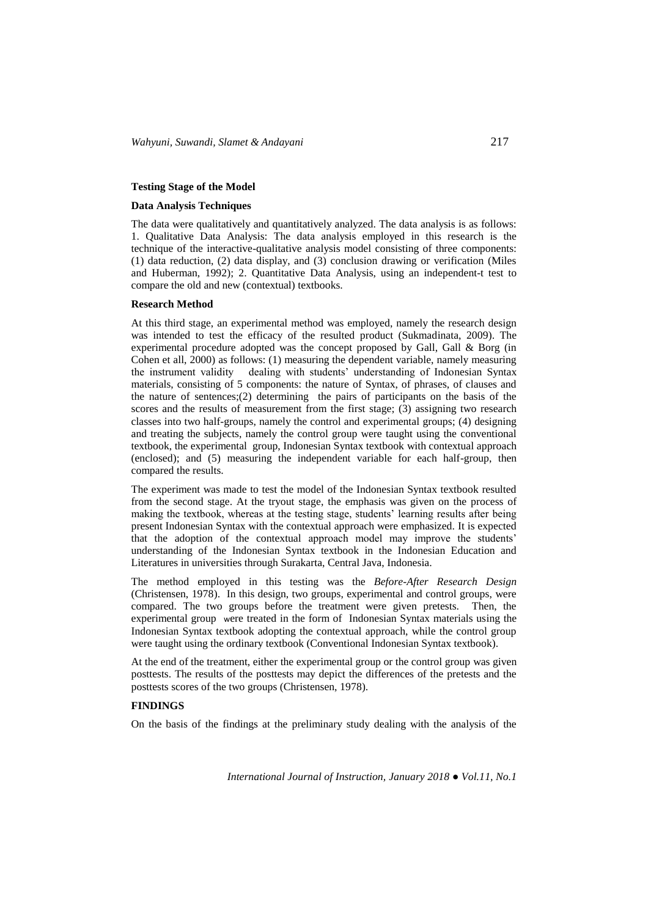**Testing Stage of the Model**

**Data Analysis Techniques**

The data were qualitatively and quantitatively analyzed. The data analysis is as follows: 1. Qualitative Data Analysis: The data analysis employed in this research is the technique of the interactive-qualitative analysis model consisting of three components: (1) data reduction, (2) data display, and (3) conclusion drawing or verification (Miles and Huberman, 1992); 2. Quantitative Data Analysis, using an independent-t test to compare the old and new (contextual) textbooks.

**Research Method**

At this third stage, an experimental method was employed, namely the research design was intended to test the efficacy of the resulted product (Sukmadinata, 2009). The experimental procedure adopted was the concept proposed by Gall, Gall & Borg (in Cohen et all, 2000) as follows: (1) measuring the dependent variable, namely measuring the instrument validity dealing with students' understanding of Indonesian Syntax materials, consisting of 5 components: the nature of Syntax, of phrases, of clauses and the nature of sentences;(2) determining the pairs of participants on the basis of the scores and the results of measurement from the first stage; (3) assigning two research classes into two half-groups, namely the control and experimental groups; (4) designing and treating the subjects, namely the control group were taught using the conventional textbook, the experimental group, Indonesian Syntax textbook with contextual approach (enclosed); and (5) measuring the independent variable for each half-group, then compared the results.

The experiment was made to test the model of the Indonesian Syntax textbook resulted from the second stage. At the tryout stage, the emphasis was given on the process of making the textbook, whereas at the testing stage, students' learning results after being present Indonesian Syntax with the contextual approach were emphasized. It is expected that the adoption of the contextual approach model may improve the students' understanding of the Indonesian Syntax textbook in the Indonesian Education and Literatures in universities through Surakarta, Central Java, Indonesia.

The method employed in this testing was the *Before-After Research Design* (Christensen, 1978). In this design, two groups, experimental and control groups, were compared. The two groups before the treatment were given pretests. Then, the experimental group were treated in the form of Indonesian Syntax materials using the Indonesian Syntax textbook adopting the contextual approach, while the control group were taught using the ordinary textbook (Conventional Indonesian Syntax textbook).

At the end of the treatment, either the experimental group or the control group was given posttests. The results of the posttests may depict the differences of the pretests and the posttests scores of the two groups (Christensen, 1978).

**FINDINGS**

On the basis of the findings at the preliminary study dealing with the analysis of the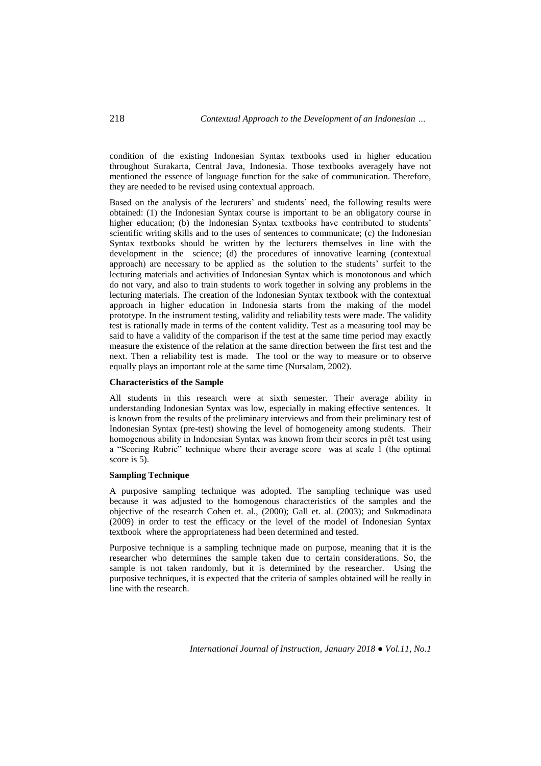condition of the existing Indonesian Syntax textbooks used in higher education throughout Surakarta, Central Java, Indonesia. Those textbooks averagely have not mentioned the essence of language function for the sake of communication. Therefore, they are needed to be revised using contextual approach.

Based on the analysis of the lecturers' and students' need, the following results were obtained: (1) the Indonesian Syntax course is important to be an obligatory course in higher education; (b) the Indonesian Syntax textbooks have contributed to students' scientific writing skills and to the uses of sentences to communicate; (c) the Indonesian Syntax textbooks should be written by the lecturers themselves in line with the development in the science; (d) the procedures of innovative learning (contextual approach) are necessary to be applied as the solution to the students' surfeit to the lecturing materials and activities of Indonesian Syntax which is monotonous and which do not vary, and also to train students to work together in solving any problems in the lecturing materials. The creation of the Indonesian Syntax textbook with the contextual approach in higher education in Indonesia starts from the making of the model prototype. In the instrument testing, validity and reliability tests were made. The validity test is rationally made in terms of the content validity. Test as a measuring tool may be said to have a validity of the comparison if the test at the same time period may exactly measure the existence of the relation at the same direction between the first test and the next. Then a reliability test is made. The tool or the way to measure or to observe equally plays an important role at the same time (Nursalam, 2002).

**Characteristics of the Sample**

All students in this research were at sixth semester. Their average ability in understanding Indonesian Syntax was low, especially in making effective sentences. It is known from the results of the preliminary interviews and from their preliminary test of Indonesian Syntax (pre-test) showing the level of homogeneity among students. Their homogenous ability in Indonesian Syntax was known from their scores in prêt test using a "Scoring Rubric" technique where their average score was at scale 1 (the optimal score is 5).

**Sampling Technique**

A purposive sampling technique was adopted. The sampling technique was used because it was adjusted to the homogenous characteristics of the samples and the objective of the research Cohen et. al., (2000); Gall et. al. (2003); and Sukmadinata (2009) in order to test the efficacy or the level of the model of Indonesian Syntax textbook where the appropriateness had been determined and tested.

Purposive technique is a sampling technique made on purpose, meaning that it is the researcher who determines the sample taken due to certain considerations. So, the sample is not taken randomly, but it is determined by the researcher. Using the purposive techniques, it is expected that the criteria of samples obtained will be really in line with the research.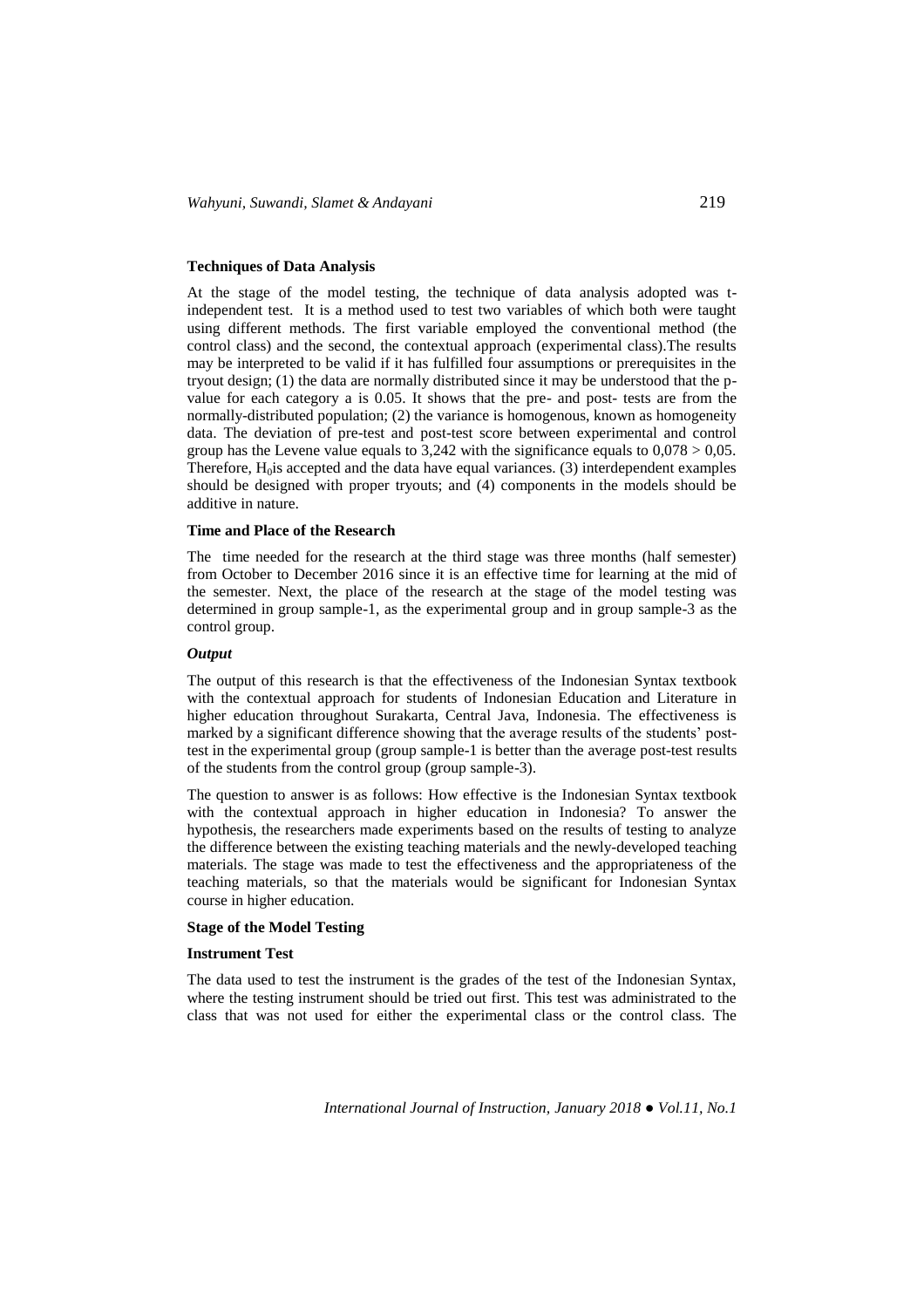**Techniques of Data Analysis**

At the stage of the model testing, the technique of data analysis adopted was t-independent test. It is a method used to test two variables of which both were taught using different methods. The first variable employed the conventional method (the control class) and the second, the contextual approach (experimental class).The results may be interpreted to be valid if it has fulfilled four assumptions or prerequisites in the tryout design; (1) the data are normally distributed since it may be understood that the p-value for each category a is 0.05. It shows that the pre- and post- tests are from the normally-distributed population; (2) the variance is homogenous, known as homogeneity data. The deviation of pre-test and post-test score between experimental and control group has the Levene value equals to 3,242 with the significance equals to $0,078 > 0,05$. Therefore, $H_0$is accepted and the data have equal variances. (3) interdependent examples should be designed with proper tryouts; and (4) components in the models should be additive in nature.

**Time and Place of the Research**

The time needed for the research at the third stage was three months (half semester) from October to December 2016 since it is an effective time for learning at the mid of the semester. Next, the place of the research at the stage of the model testing was determined in group sample-1, as the experimental group and in group sample-3 as the control group.

***Output***

The output of this research is that the effectiveness of the Indonesian Syntax textbook with the contextual approach for students of Indonesian Education and Literature in higher education throughout Surakarta, Central Java, Indonesia. The effectiveness is marked by a significant difference showing that the average results of the students' post-test in the experimental group (group sample-1 is better than the average post-test results of the students from the control group (group sample-3).

The question to answer is as follows: How effective is the Indonesian Syntax textbook with the contextual approach in higher education in Indonesia? To answer the hypothesis, the researchers made experiments based on the results of testing to analyze the difference between the existing teaching materials and the newly-developed teaching materials. The stage was made to test the effectiveness and the appropriateness of the teaching materials, so that the materials would be significant for Indonesian Syntax course in higher education.

**Stage of the Model Testing**

**Instrument Test**

The data used to test the instrument is the grades of the test of the Indonesian Syntax, where the testing instrument should be tried out first. This test was administrated to the class that was not used for either the experimental class or the control class. The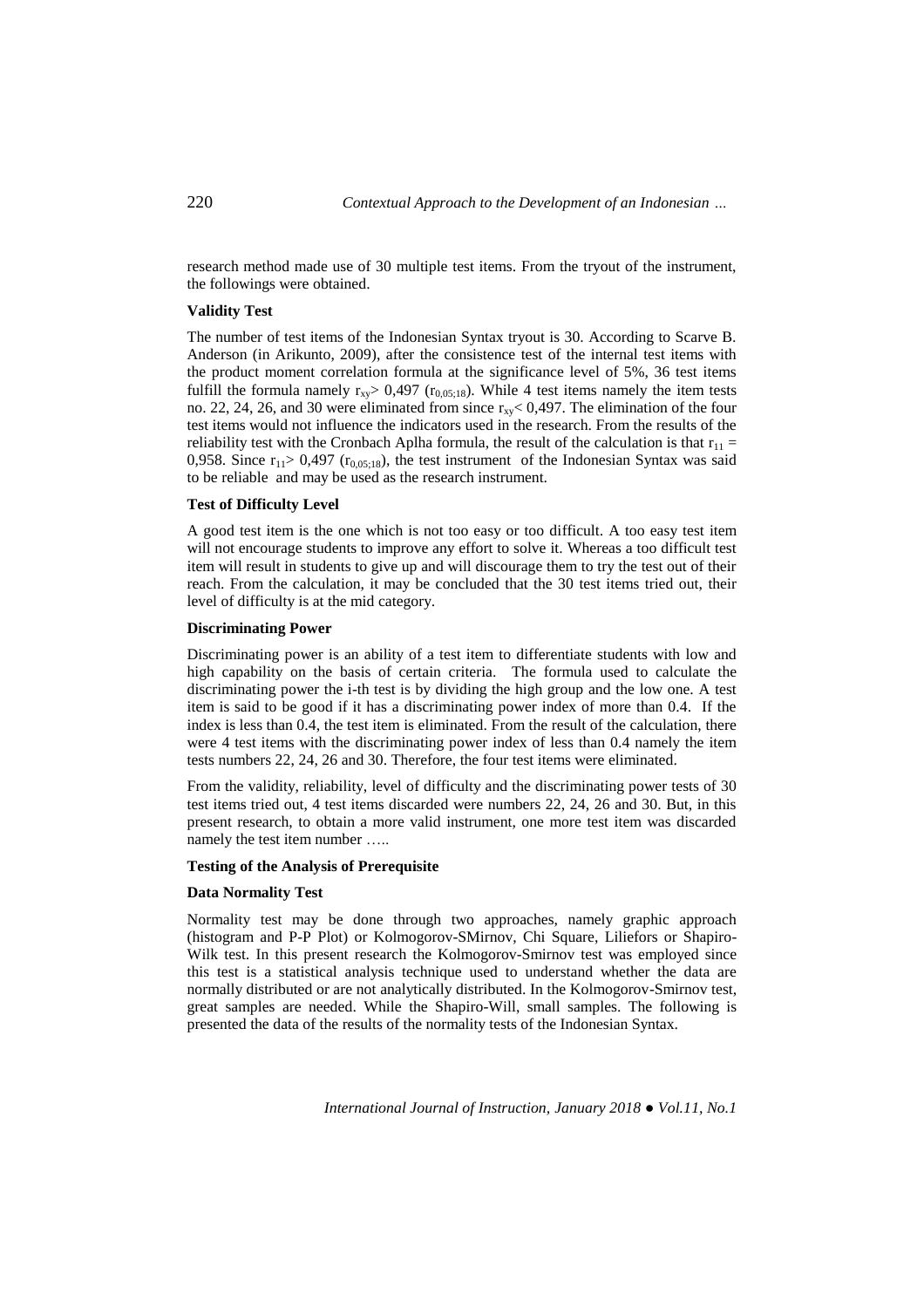research method made use of 30 multiple test items. From the tryout of the instrument, the followings were obtained.

**Validity Test**

The number of test items of the Indonesian Syntax tryout is 30. According to Scarve B. Anderson (in Arikunto, 2009), after the consistence test of the internal test items with the product moment correlation formula at the significance level of 5%, 36 test items fulfill the formula namely $r_{xy} > 0,497$ ($r_{0,05;18}$). While 4 test items namely the item tests no. 22, 24, 26, and 30 were eliminated from since $r_{xy} < 0,497$. The elimination of the four test items would not influence the indicators used in the research. From the results of the reliability test with the Cronbach Aplha formula, the result of the calculation is that $r_{11} = 0,958$. Since $r_{11} > 0,497$ ($r_{0,05;18}$), the test instrument of the Indonesian Syntax was said to be reliable and may be used as the research instrument.

**Test of Difficulty Level**

A good test item is the one which is not too easy or too difficult. A too easy test item will not encourage students to improve any effort to solve it. Whereas a too difficult test item will result in students to give up and will discourage them to try the test out of their reach. From the calculation, it may be concluded that the 30 test items tried out, their level of difficulty is at the mid category.

**Discriminating Power**

Discriminating power is an ability of a test item to differentiate students with low and high capability on the basis of certain criteria. The formula used to calculate the discriminating power the i-th test is by dividing the high group and the low one. A test item is said to be good if it has a discriminating power index of more than 0.4. If the index is less than 0.4, the test item is eliminated. From the result of the calculation, there were 4 test items with the discriminating power index of less than 0.4 namely the item tests numbers 22, 24, 26 and 30. Therefore, the four test items were eliminated.

From the validity, reliability, level of difficulty and the discriminating power tests of 30 test items tried out, 4 test items discarded were numbers 22, 24, 26 and 30. But, in this present research, to obtain a more valid instrument, one more test item was discarded namely the test item number …..

**Testing of the Analysis of Prerequisite**

**Data Normality Test**

Normality test may be done through two approaches, namely graphic approach (histogram and P-P Plot) or Kolmogorov-SMirnov, Chi Square, Liliefors or Shapiro-Wilk test. In this present research the Kolmogorov-Smirnov test was employed since this test is a statistical analysis technique used to understand whether the data are normally distributed or are not analytically distributed. In the Kolmogorov-Smirnov test, great samples are needed. While the Shapiro-Will, small samples. The following is presented the data of the results of the normality tests of the Indonesian Syntax.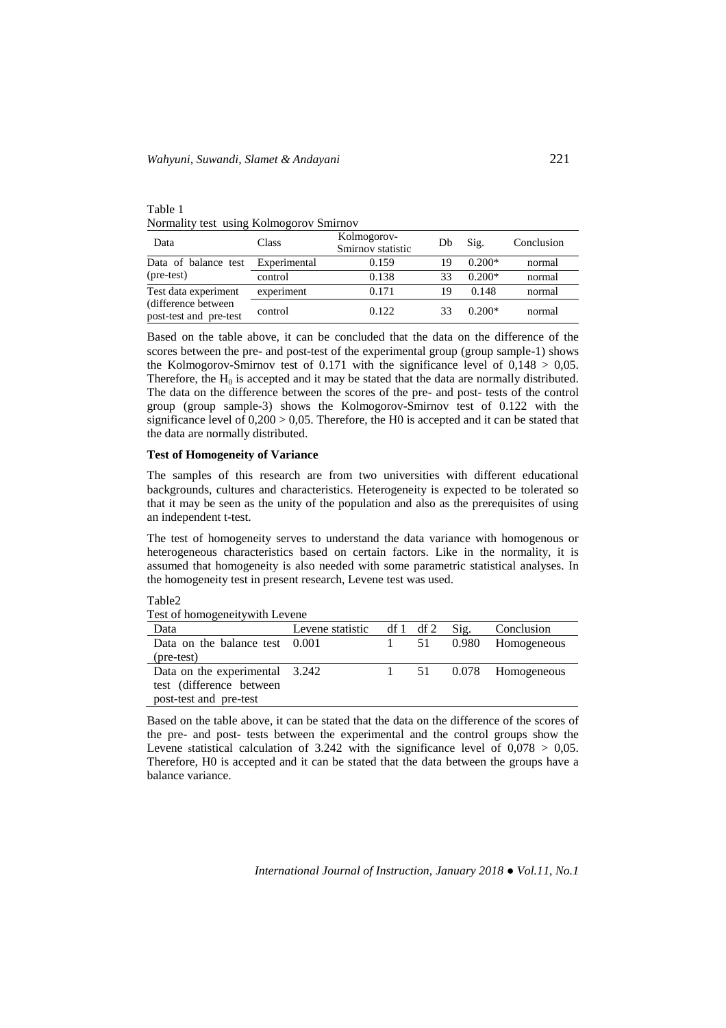Table 1

Normality test using Kolmogorov Smirnov

| Data | Class | Kolmogorov-Smirnov statistic | Db | Sig. | Conclusion |
|---|---|---|---|---|---|
| Data of balance test (pre-test) | Experimental | 0.159 | 19 | 0.200* | normal |
| | control | 0.138 | 33 | 0.200* | normal |
| Test data experiment (difference between post-test and pre-test | experiment | 0.171 | 19 | 0.148 | normal |
| | control | 0.122 | 33 | 0.200* | normal |

Based on the table above, it can be concluded that the data on the difference of the scores between the pre- and post-test of the experimental group (group sample-1) shows the Kolmogorov-Smirnov test of 0.171 with the significance level of 0,148 > 0,05. Therefore, the $H_0$ is accepted and it may be stated that the data are normally distributed. The data on the difference between the scores of the pre- and post- tests of the control group (group sample-3) shows the Kolmogorov-Smirnov test of 0.122 with the significance level of 0,200 > 0,05. Therefore, the H0 is accepted and it can be stated that the data are normally distributed.

**Test of Homogeneity of Variance**

The samples of this research are from two universities with different educational backgrounds, cultures and characteristics. Heterogeneity is expected to be tolerated so that it may be seen as the unity of the population and also as the prerequisites of using an independent t-test.

The test of homogeneity serves to understand the data variance with homogenous or heterogeneous characteristics based on certain factors. Like in the normality, it is assumed that homogeneity is also needed with some parametric statistical analyses. In the homogeneity test in present research, Levene test was used.

Table2

Test of homogeneitywith Levene

| Data | Levene statistic | df 1 | df 2 | Sig. | Conclusion |
|---|---|---|---|---|---|
| Data on the balance test (pre-test) | 0.001 | 1 | 51 | 0.980 | Homogeneous |
| Data on the experimental test (difference between post-test and pre-test | 3.242 | 1 | 51 | 0.078 | Homogeneous |

Based on the table above, it can be stated that the data on the difference of the scores of the pre- and post- tests between the experimental and the control groups show the Levene statistical calculation of 3.242 with the significance level of 0,078 > 0,05. Therefore, H0 is accepted and it can be stated that the data between the groups have a balance variance.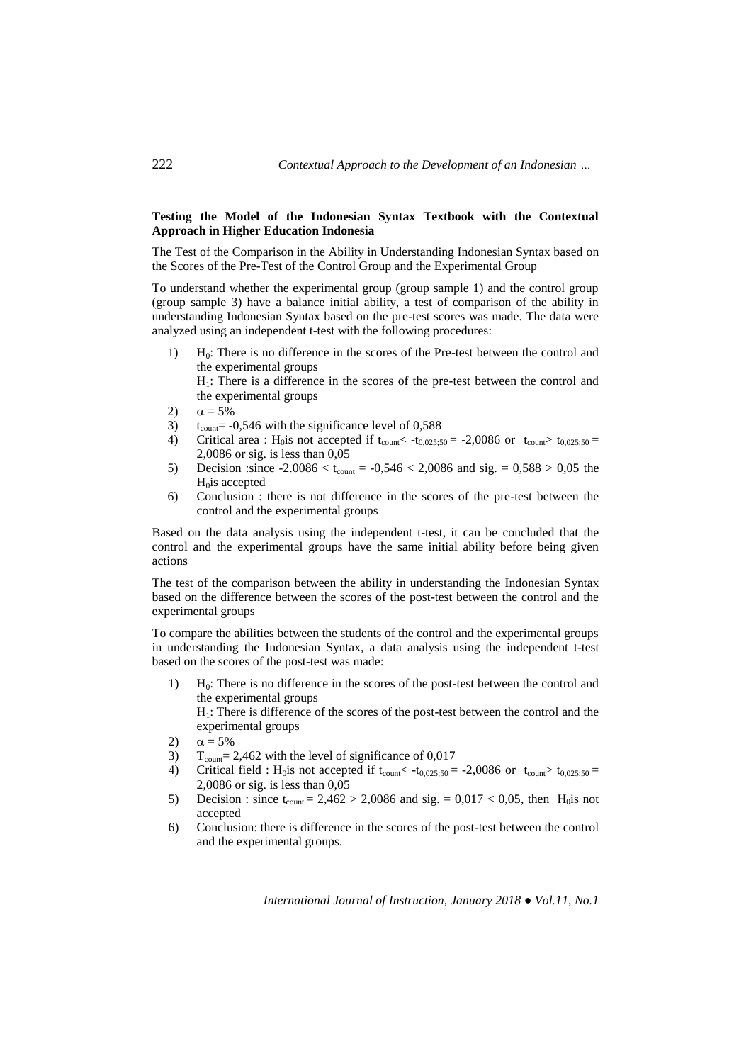**Testing the Model of the Indonesian Syntax Textbook with the Contextual Approach in Higher Education Indonesia**

The Test of the Comparison in the Ability in Understanding Indonesian Syntax based on the Scores of the Pre-Test of the Control Group and the Experimental Group

To understand whether the experimental group (group sample 1) and the control group (group sample 3) have a balance initial ability, a test of comparison of the ability in understanding Indonesian Syntax based on the pre-test scores was made. The data were analyzed using an independent t-test with the following procedures:

1) $H_0$: There is no difference in the scores of the Pre-test between the control and the experimental groups
   $H_1$: There is a difference in the scores of the pre-test between the control and the experimental groups
2) $\alpha = 5\%$
3) $t_{count}$= -0,546 with the significance level of 0,588
4) Critical area : $H_0$is not accepted if $t_{count} < -t_{0,025;50} = -2{,}0086$ or $t_{count} > t_{0,025;50} = 2{,}0086$ or sig. is less than 0,05
5) Decision :since $-2.0086 < t_{count} = -0{,}546 < 2{,}0086$ and sig. = 0,588 > 0,05 the $H_0$is accepted
6) Conclusion : there is not difference in the scores of the pre-test between the control and the experimental groups

Based on the data analysis using the independent t-test, it can be concluded that the control and the experimental groups have the same initial ability before being given actions

The test of the comparison between the ability in understanding the Indonesian Syntax based on the difference between the scores of the post-test between the control and the experimental groups

To compare the abilities between the students of the control and the experimental groups in understanding the Indonesian Syntax, a data analysis using the independent t-test based on the scores of the post-test was made:

1) $H_0$: There is no difference in the scores of the post-test between the control and the experimental groups
   $H_1$: There is difference of the scores of the post-test between the control and the experimental groups
2) $\alpha = 5\%$
3) $T_{count}$= 2,462 with the level of significance of 0,017
4) Critical field : $H_0$is not accepted if $t_{count} < -t_{0,025;50} = -2{,}0086$ or $t_{count} > t_{0,025;50} = 2{,}0086$ or sig. is less than 0,05
5) Decision : since $t_{count} = 2{,}462 > 2{,}0086$ and sig. = 0,017 < 0,05, then $H_0$is not accepted
6) Conclusion: there is difference in the scores of the post-test between the control and the experimental groups.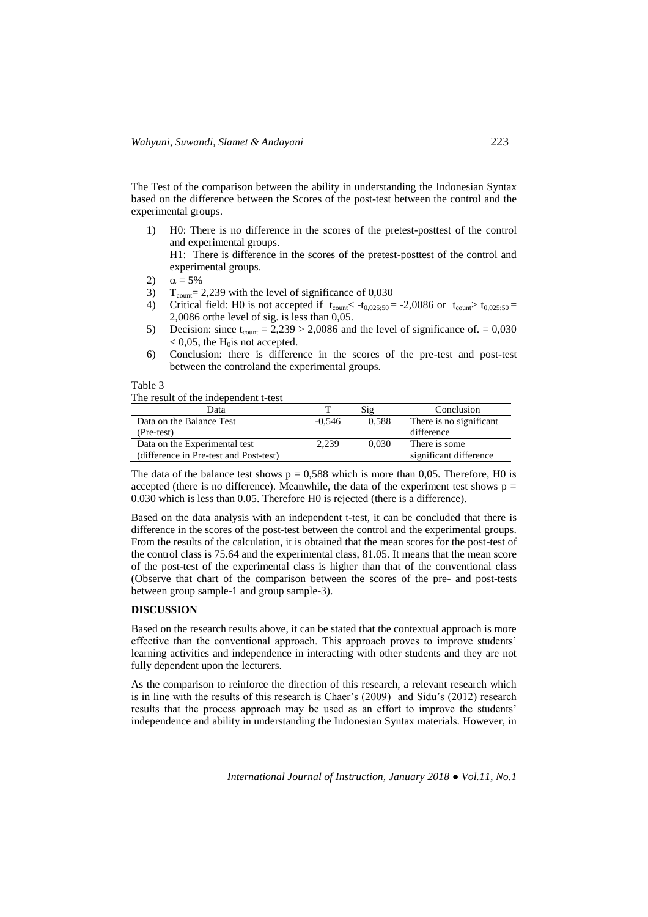The Test of the comparison between the ability in understanding the Indonesian Syntax based on the difference between the Scores of the post-test between the control and the experimental groups.

1) H0: There is no difference in the scores of the pretest-posttest of the control and experimental groups.
   H1: There is difference in the scores of the pretest-posttest of the control and experimental groups.
2) $\alpha = 5\%$
3) $T_{count} = 2{,}239$ with the level of significance of 0,030
4) Critical field: H0 is not accepted if $t_{count} < -t_{0,025;50} = -2{,}0086$ or $t_{count} > t_{0,025;50} = 2{,}0086$ orthe level of sig. is less than 0,05.
5) Decision: since $t_{count} = 2{,}239 > 2{,}0086$ and the level of significance of. = 0,030 < 0,05, the $H_0$is not accepted.
6) Conclusion: there is difference in the scores of the pre-test and post-test between the controland the experimental groups.

Table 3
The result of the independent t-test

| Data | T | Sig | Conclusion |
|---|---|---|---|
| Data on the Balance Test (Pre-test) | -0,546 | 0,588 | There is no significant difference |
| Data on the Experimental test (difference in Pre-test and Post-test) | 2,239 | 0,030 | There is some significant difference |

The data of the balance test shows p = 0,588 which is more than 0,05. Therefore, H0 is accepted (there is no difference). Meanwhile, the data of the experiment test shows p = 0.030 which is less than 0.05. Therefore H0 is rejected (there is a difference).

Based on the data analysis with an independent t-test, it can be concluded that there is difference in the scores of the post-test between the control and the experimental groups. From the results of the calculation, it is obtained that the mean scores for the post-test of the control class is 75.64 and the experimental class, 81.05. It means that the mean score of the post-test of the experimental class is higher than that of the conventional class (Observe that chart of the comparison between the scores of the pre- and post-tests between group sample-1 and group sample-3).

## DISCUSSION

Based on the research results above, it can be stated that the contextual approach is more effective than the conventional approach. This approach proves to improve students' learning activities and independence in interacting with other students and they are not fully dependent upon the lecturers.

As the comparison to reinforce the direction of this research, a relevant research which is in line with the results of this research is Chaer's (2009) and Sidu's (2012) research results that the process approach may be used as an effort to improve the students' independence and ability in understanding the Indonesian Syntax materials. However, in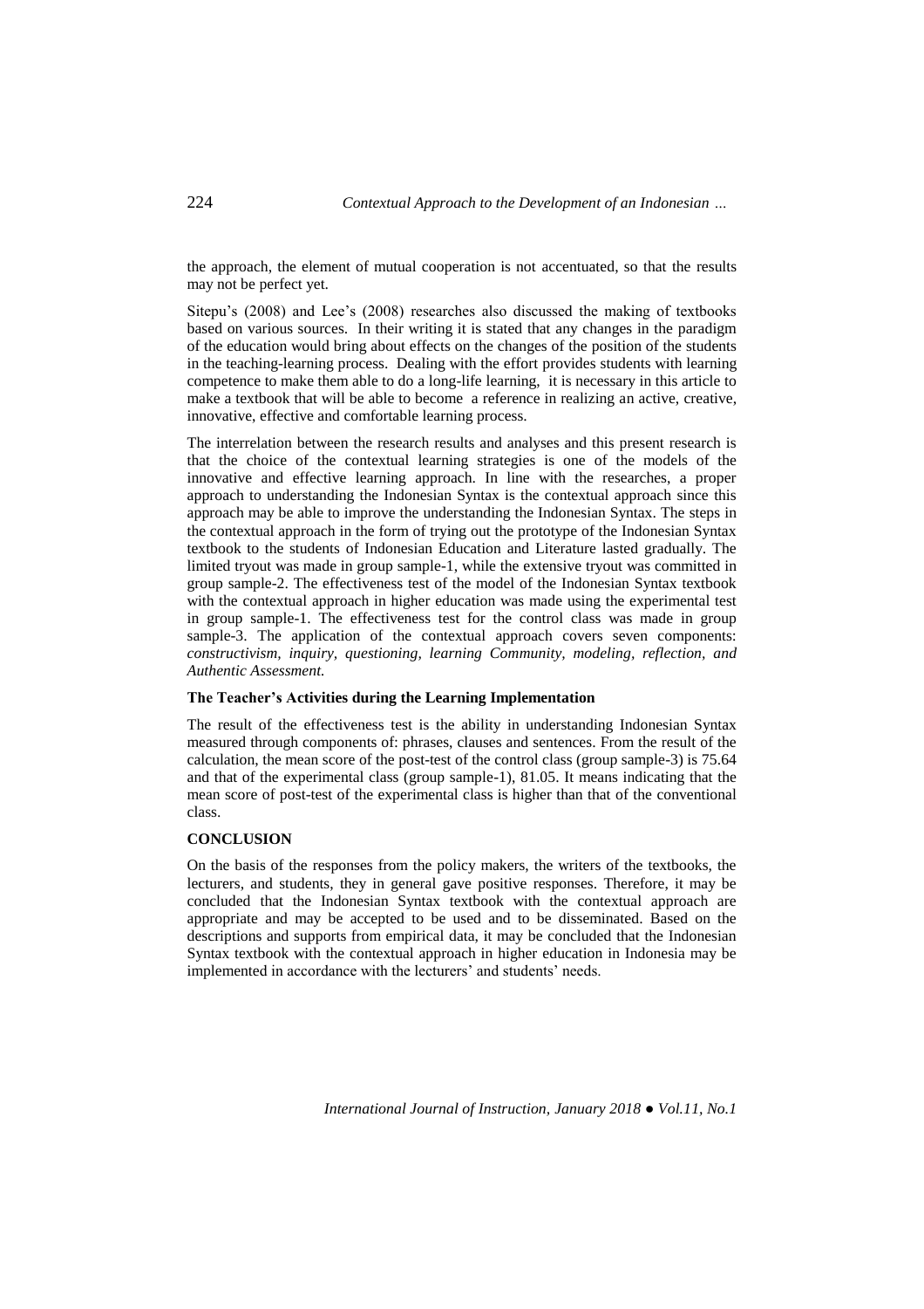the approach, the element of mutual cooperation is not accentuated, so that the results may not be perfect yet.

Sitepu's (2008) and Lee's (2008) researches also discussed the making of textbooks based on various sources. In their writing it is stated that any changes in the paradigm of the education would bring about effects on the changes of the position of the students in the teaching-learning process. Dealing with the effort provides students with learning competence to make them able to do a long-life learning, it is necessary in this article to make a textbook that will be able to become a reference in realizing an active, creative, innovative, effective and comfortable learning process.

The interrelation between the research results and analyses and this present research is that the choice of the contextual learning strategies is one of the models of the innovative and effective learning approach. In line with the researches, a proper approach to understanding the Indonesian Syntax is the contextual approach since this approach may be able to improve the understanding the Indonesian Syntax. The steps in the contextual approach in the form of trying out the prototype of the Indonesian Syntax textbook to the students of Indonesian Education and Literature lasted gradually. The limited tryout was made in group sample-1, while the extensive tryout was committed in group sample-2. The effectiveness test of the model of the Indonesian Syntax textbook with the contextual approach in higher education was made using the experimental test in group sample-1. The effectiveness test for the control class was made in group sample-3. The application of the contextual approach covers seven components: *constructivism, inquiry, questioning, learning Community, modeling, reflection, and Authentic Assessment.*

**The Teacher's Activities during the Learning Implementation**

The result of the effectiveness test is the ability in understanding Indonesian Syntax measured through components of: phrases, clauses and sentences. From the result of the calculation, the mean score of the post-test of the control class (group sample-3) is 75.64 and that of the experimental class (group sample-1), 81.05. It means indicating that the mean score of post-test of the experimental class is higher than that of the conventional class.

## CONCLUSION

On the basis of the responses from the policy makers, the writers of the textbooks, the lecturers, and students, they in general gave positive responses. Therefore, it may be concluded that the Indonesian Syntax textbook with the contextual approach are appropriate and may be accepted to be used and to be disseminated. Based on the descriptions and supports from empirical data, it may be concluded that the Indonesian Syntax textbook with the contextual approach in higher education in Indonesia may be implemented in accordance with the lecturers' and students' needs.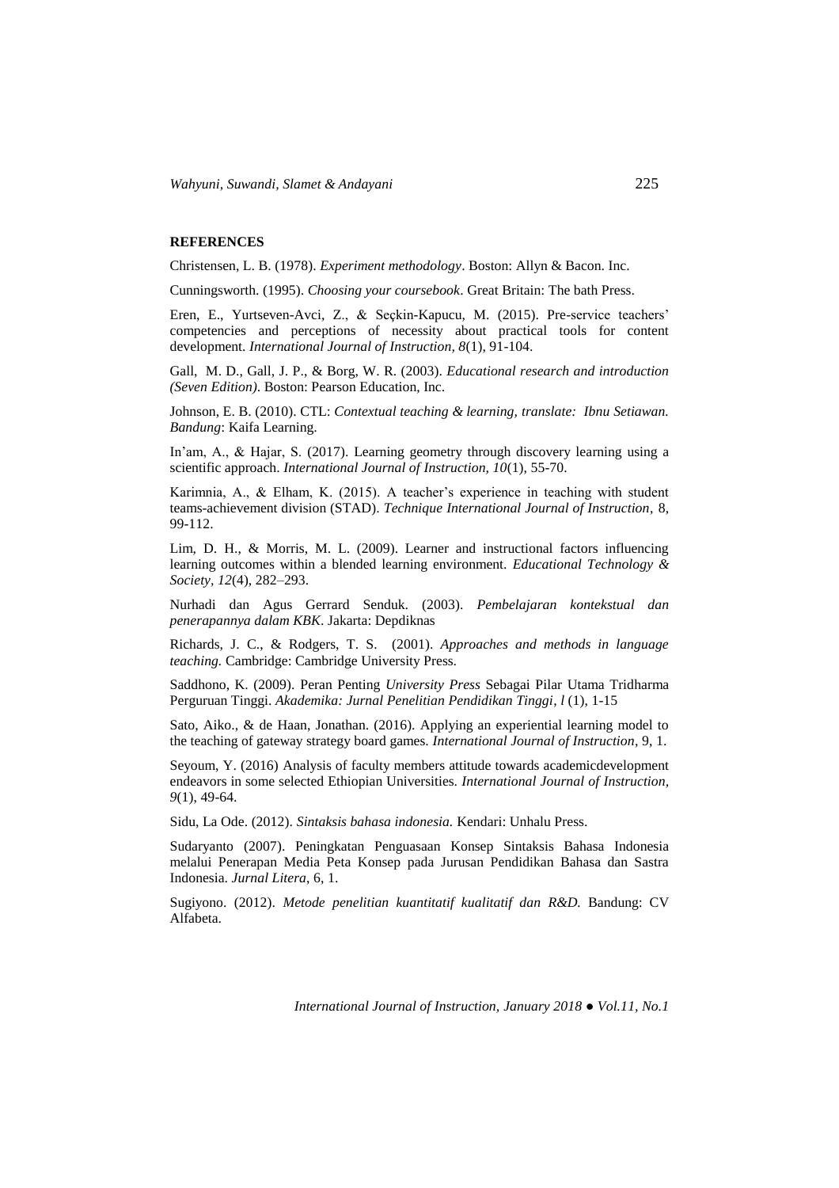**REFERENCES**

Christensen, L. B. (1978). *Experiment methodology*. Boston: Allyn & Bacon. Inc.

Cunningsworth. (1995). *Choosing your coursebook*. Great Britain: The bath Press.

Eren, E., Yurtseven-Avci, Z., & Seçkin-Kapucu, M. (2015). Pre-service teachers' competencies and perceptions of necessity about practical tools for content development. *International Journal of Instruction, 8*(1), 91-104.

Gall, M. D., Gall, J. P., & Borg, W. R. (2003). *Educational research and introduction (Seven Edition)*. Boston: Pearson Education, Inc.

Johnson, E. B. (2010). CTL: *Contextual teaching & learning, translate: Ibnu Setiawan. Bandung*: Kaifa Learning.

In'am, A., & Hajar, S. (2017). Learning geometry through discovery learning using a scientific approach. *International Journal of Instruction, 10*(1), 55-70.

Karimnia, A., & Elham, K. (2015). A teacher's experience in teaching with student teams-achievement division (STAD). *Technique International Journal of Instruction*, 8, 99-112.

Lim, D. H., & Morris, M. L. (2009). Learner and instructional factors influencing learning outcomes within a blended learning environment. *Educational Technology & Society*, *12*(4), 282–293.

Nurhadi dan Agus Gerrard Senduk. (2003). *Pembelajaran kontekstual dan penerapannya dalam KBK*. Jakarta: Depdiknas

Richards, J. C., & Rodgers, T. S. (2001). *Approaches and methods in language teaching.* Cambridge: Cambridge University Press.

Saddhono, K. (2009). Peran Penting *University Press* Sebagai Pilar Utama Tridharma Perguruan Tinggi. *Akademika: Jurnal Penelitian Pendidikan Tinggi, l* (1), 1-15

Sato, Aiko., & de Haan, Jonathan. (2016). Applying an experiential learning model to the teaching of gateway strategy board games. *International Journal of Instruction*, 9, 1.

Seyoum, Y. (2016) Analysis of faculty members attitude towards academicdevelopment endeavors in some selected Ethiopian Universities. *International Journal of Instruction, 9*(1), 49-64.

Sidu, La Ode. (2012). *Sintaksis bahasa indonesia.* Kendari: Unhalu Press.

Sudaryanto (2007). Peningkatan Penguasaan Konsep Sintaksis Bahasa Indonesia melalui Penerapan Media Peta Konsep pada Jurusan Pendidikan Bahasa dan Sastra Indonesia. *Jurnal Litera*, 6, 1.

Sugiyono. (2012). *Metode penelitian kuantitatif kualitatif dan R&D.* Bandung: CV Alfabeta.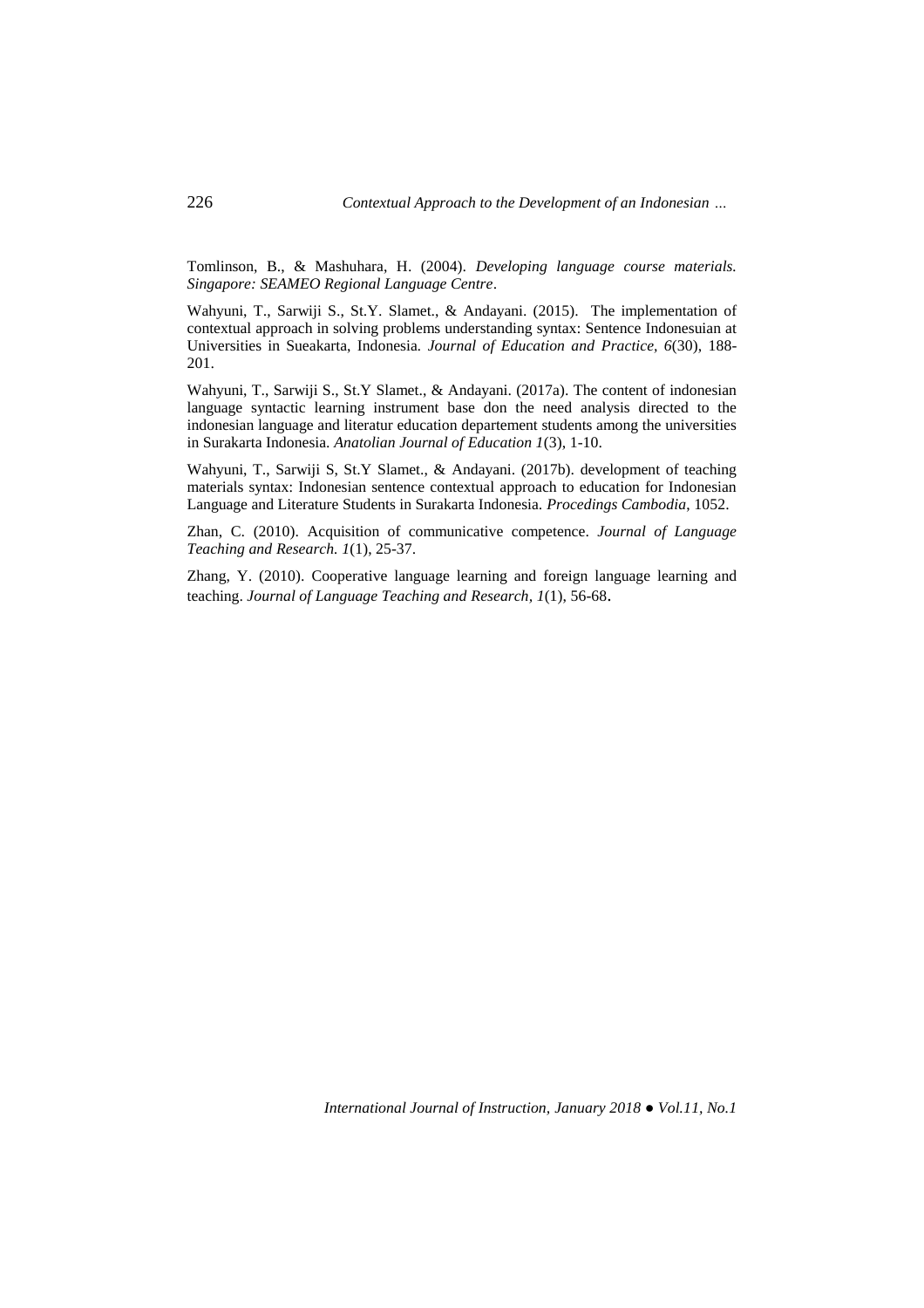Tomlinson, B., & Mashuhara, H. (2004). *Developing language course materials. Singapore: SEAMEO Regional Language Centre*.

Wahyuni, T., Sarwiji S., St.Y. Slamet., & Andayani. (2015). The implementation of contextual approach in solving problems understanding syntax: Sentence Indonesuian at Universities in Sueakarta, Indonesia. *Journal of Education and Practice, 6*(30), 188-201.

Wahyuni, T., Sarwiji S., St.Y Slamet., & Andayani. (2017a). The content of indonesian language syntactic learning instrument base don the need analysis directed to the indonesian language and literatur education departement students among the universities in Surakarta Indonesia. *Anatolian Journal of Education 1*(3), 1-10.

Wahyuni, T., Sarwiji S, St.Y Slamet., & Andayani. (2017b). development of teaching materials syntax: Indonesian sentence contextual approach to education for Indonesian Language and Literature Students in Surakarta Indonesia. *Procedings Cambodia*, 1052.

Zhan, C. (2010). Acquisition of communicative competence. *Journal of Language Teaching and Research. 1*(1), 25-37.

Zhang, Y. (2010). Cooperative language learning and foreign language learning and teaching. *Journal of Language Teaching and Research, 1*(1), 56-68.